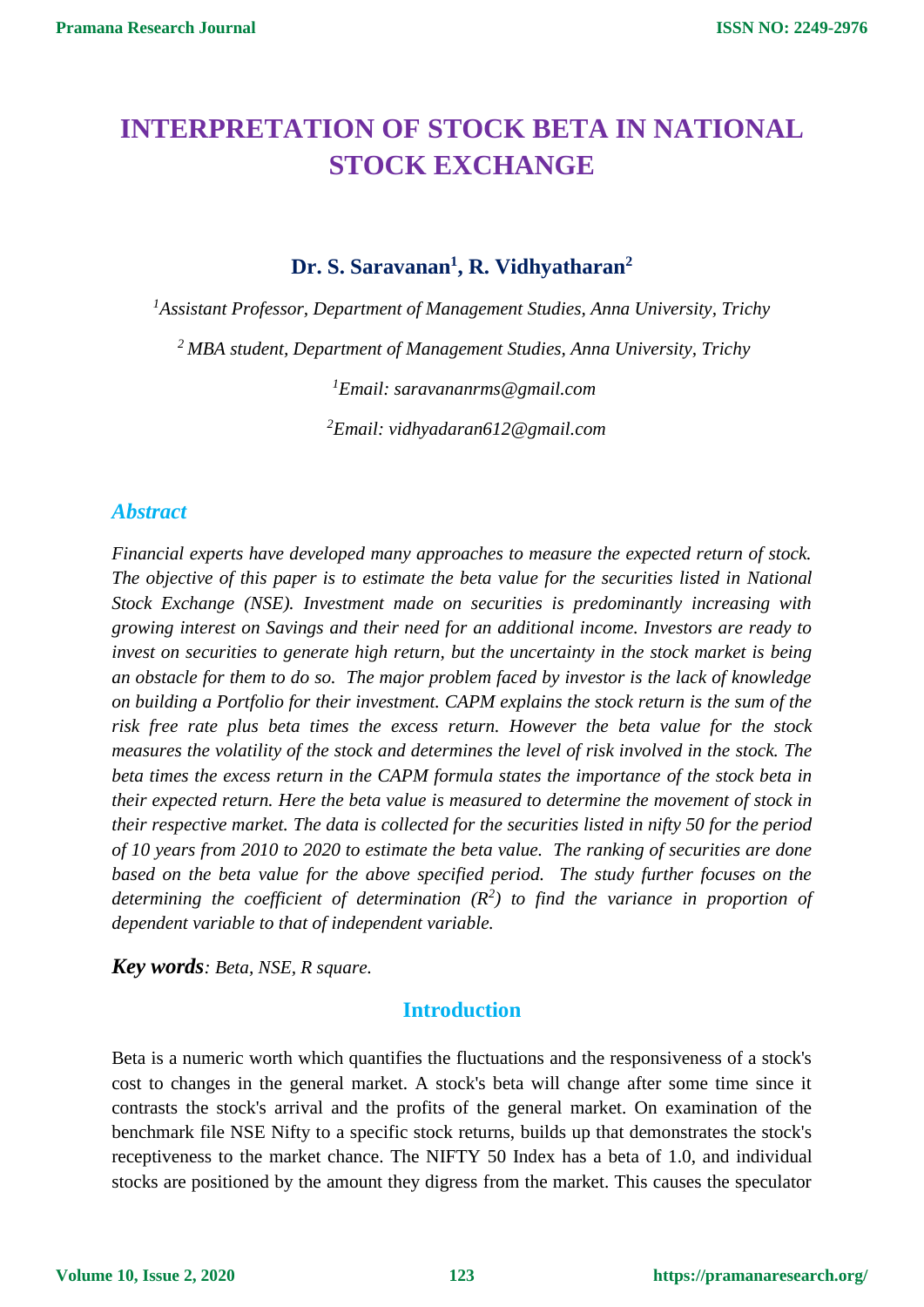# INTERPRETATION OF STOCK BETA IN NATIONAL STOCK EXCHANGE

**Dr. S. Saravanan[1], R. Vidhyatharan[2]**

*[1]Assistant Professor, Department of Management Studies, Anna University, Trichy*

*[2] MBA student, Department of Management Studies, Anna University, Trichy*

*[1]Email: saravananrms@gmail.com*

*[2]Email: vidhyadaran612@gmail.com*

## Abstract

*Financial experts have developed many approaches to measure the expected return of stock. The objective of this paper is to estimate the beta value for the securities listed in National Stock Exchange (NSE). Investment made on securities is predominantly increasing with growing interest on Savings and their need for an additional income. Investors are ready to invest on securities to generate high return, but the uncertainty in the stock market is being an obstacle for them to do so. The major problem faced by investor is the lack of knowledge on building a Portfolio for their investment. CAPM explains the stock return is the sum of the risk free rate plus beta times the excess return. However the beta value for the stock measures the volatility of the stock and determines the level of risk involved in the stock. The beta times the excess return in the CAPM formula states the importance of the stock beta in their expected return. Here the beta value is measured to determine the movement of stock in their respective market. The data is collected for the securities listed in nifty 50 for the period of 10 years from 2010 to 2020 to estimate the beta value. The ranking of securities are done based on the beta value for the above specified period. The study further focuses on the determining the coefficient of determination ($R^2$) to find the variance in proportion of dependent variable to that of independent variable.*

***Key words**: Beta, NSE, R square.*

## Introduction

Beta is a numeric worth which quantifies the fluctuations and the responsiveness of a stock's cost to changes in the general market. A stock's beta will change after some time since it contrasts the stock's arrival and the profits of the general market. On examination of the benchmark file NSE Nifty to a specific stock returns, builds up that demonstrates the stock's receptiveness to the market chance. The NIFTY 50 Index has a beta of 1.0, and individual stocks are positioned by the amount they digress from the market. This causes the speculator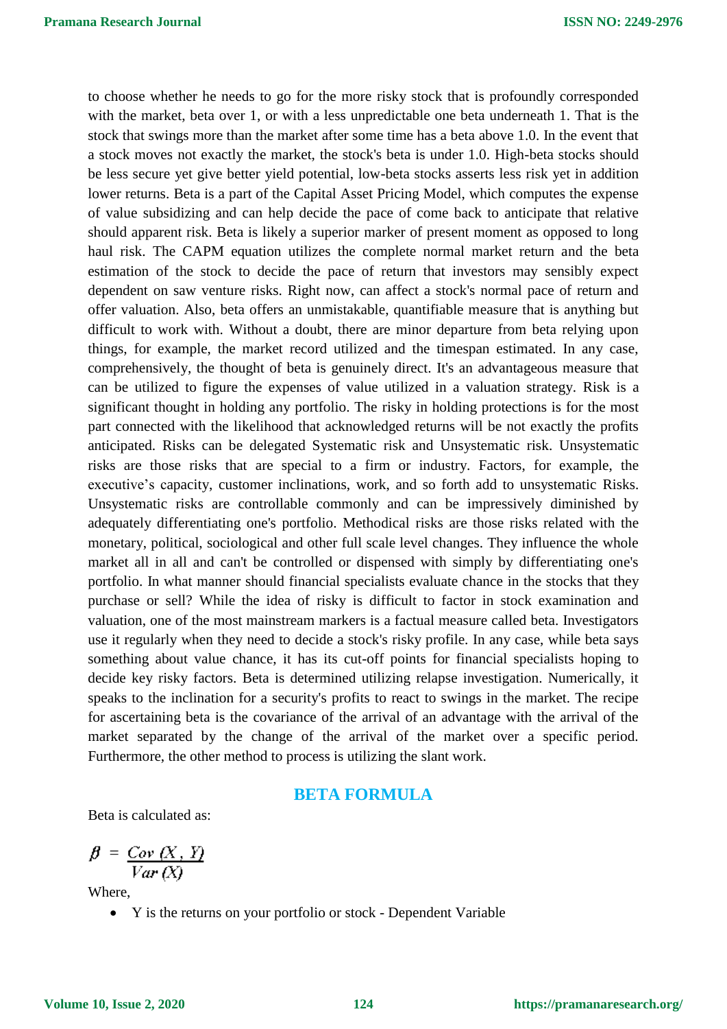to choose whether he needs to go for the more risky stock that is profoundly corresponded with the market, beta over 1, or with a less unpredictable one beta underneath 1. That is the stock that swings more than the market after some time has a beta above 1.0. In the event that a stock moves not exactly the market, the stock's beta is under 1.0. High-beta stocks should be less secure yet give better yield potential, low-beta stocks asserts less risk yet in addition lower returns. Beta is a part of the Capital Asset Pricing Model, which computes the expense of value subsidizing and can help decide the pace of come back to anticipate that relative should apparent risk. Beta is likely a superior marker of present moment as opposed to long haul risk. The CAPM equation utilizes the complete normal market return and the beta estimation of the stock to decide the pace of return that investors may sensibly expect dependent on saw venture risks. Right now, can affect a stock's normal pace of return and offer valuation. Also, beta offers an unmistakable, quantifiable measure that is anything but difficult to work with. Without a doubt, there are minor departure from beta relying upon things, for example, the market record utilized and the timespan estimated. In any case, comprehensively, the thought of beta is genuinely direct. It's an advantageous measure that can be utilized to figure the expenses of value utilized in a valuation strategy. Risk is a significant thought in holding any portfolio. The risky in holding protections is for the most part connected with the likelihood that acknowledged returns will be not exactly the profits anticipated. Risks can be delegated Systematic risk and Unsystematic risk. Unsystematic risks are those risks that are special to a firm or industry. Factors, for example, the executive's capacity, customer inclinations, work, and so forth add to unsystematic Risks. Unsystematic risks are controllable commonly and can be impressively diminished by adequately differentiating one's portfolio. Methodical risks are those risks related with the monetary, political, sociological and other full scale level changes. They influence the whole market all in all and can't be controlled or dispensed with simply by differentiating one's portfolio. In what manner should financial specialists evaluate chance in the stocks that they purchase or sell? While the idea of risky is difficult to factor in stock examination and valuation, one of the most mainstream markers is a factual measure called beta. Investigators use it regularly when they need to decide a stock's risky profile. In any case, while beta says something about value chance, it has its cut-off points for financial specialists hoping to decide key risky factors. Beta is determined utilizing relapse investigation. Numerically, it speaks to the inclination for a security's profits to react to swings in the market. The recipe for ascertaining beta is the covariance of the arrival of an advantage with the arrival of the market separated by the change of the arrival of the market over a specific period. Furthermore, the other method to process is utilizing the slant work.

## BETA FORMULA

Beta is calculated as:

$$\beta = \frac{Cov\,(X, Y)}{Var\,(X)}$$

Where,

- Y is the returns on your portfolio or stock - Dependent Variable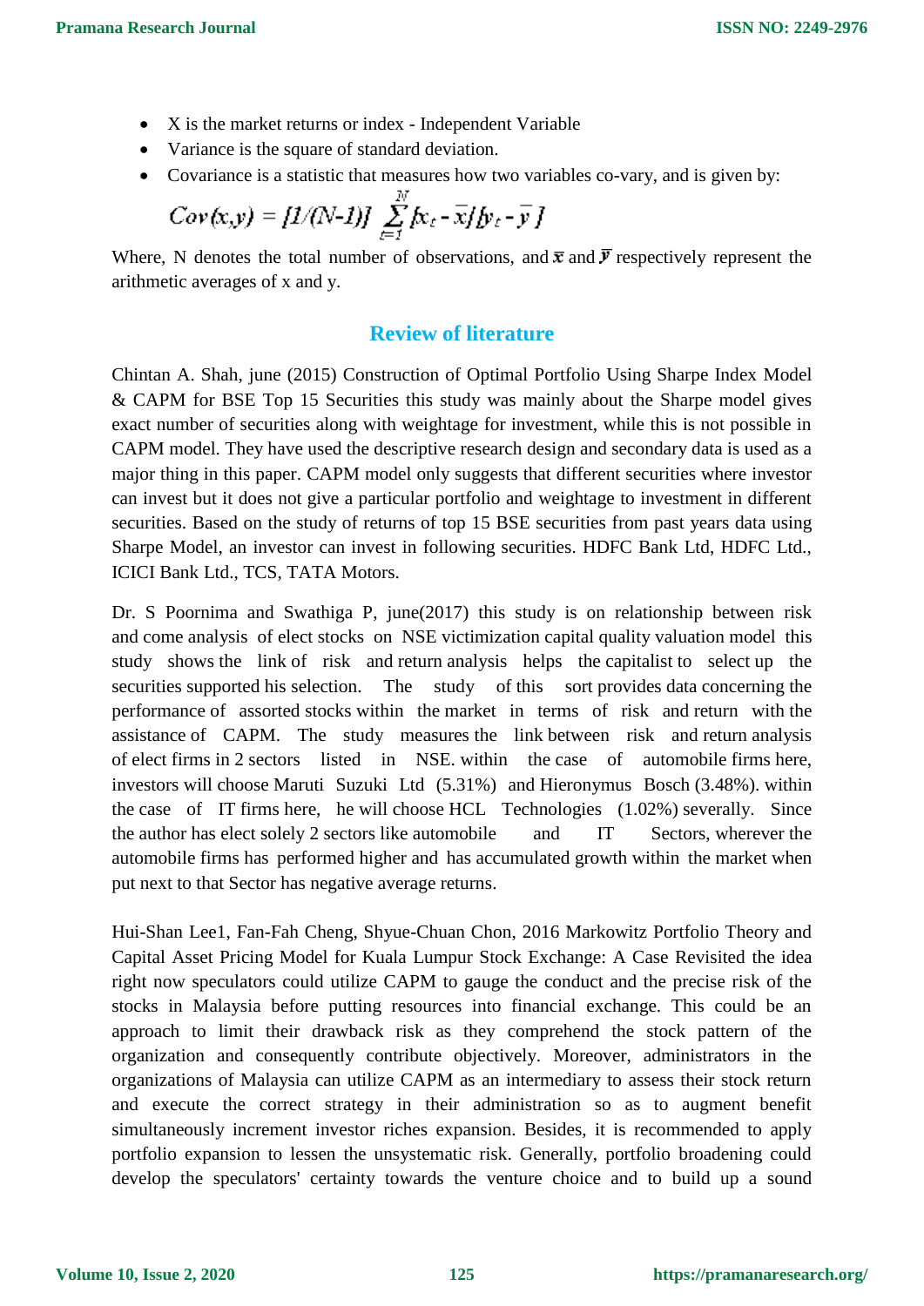- X is the market returns or index - Independent Variable
- Variance is the square of standard deviation.
- Covariance is a statistic that measures how two variables co-vary, and is given by:

$$Cov(x,y) = [1/(N-1)] \sum_{t=1}^{N} [x_t - \bar{x}][y_t - \bar{y}]$$

Where, N denotes the total number of observations, and $\bar{x}$ and $\bar{y}$ respectively represent the arithmetic averages of x and y.

## Review of literature

Chintan A. Shah, june (2015) Construction of Optimal Portfolio Using Sharpe Index Model & CAPM for BSE Top 15 Securities this study was mainly about the Sharpe model gives exact number of securities along with weightage for investment, while this is not possible in CAPM model. They have used the descriptive research design and secondary data is used as a major thing in this paper. CAPM model only suggests that different securities where investor can invest but it does not give a particular portfolio and weightage to investment in different securities. Based on the study of returns of top 15 BSE securities from past years data using Sharpe Model, an investor can invest in following securities. HDFC Bank Ltd, HDFC Ltd., ICICI Bank Ltd., TCS, TATA Motors.

Dr. S Poornima and Swathiga P, june(2017) this study is on relationship between risk and come analysis of elect stocks on NSE victimization capital quality valuation model this study shows the link of risk and return analysis helps the capitalist to select up the securities supported his selection. The study of this sort provides data concerning the performance of assorted stocks within the market in terms of risk and return with the assistance of CAPM. The study measures the link between risk and return analysis of elect firms in 2 sectors listed in NSE. within the case of automobile firms here, investors will choose Maruti Suzuki Ltd (5.31%) and Hieronymus Bosch (3.48%). within the case of IT firms here, he will choose HCL Technologies (1.02%) severally. Since the author has elect solely 2 sectors like automobile and IT Sectors, wherever the automobile firms has performed higher and has accumulated growth within the market when put next to that Sector has negative average returns.

Hui-Shan Lee1, Fan-Fah Cheng, Shyue-Chuan Chon, 2016 Markowitz Portfolio Theory and Capital Asset Pricing Model for Kuala Lumpur Stock Exchange: A Case Revisited the idea right now speculators could utilize CAPM to gauge the conduct and the precise risk of the stocks in Malaysia before putting resources into financial exchange. This could be an approach to limit their drawback risk as they comprehend the stock pattern of the organization and consequently contribute objectively. Moreover, administrators in the organizations of Malaysia can utilize CAPM as an intermediary to assess their stock return and execute the correct strategy in their administration so as to augment benefit simultaneously increment investor riches expansion. Besides, it is recommended to apply portfolio expansion to lessen the unsystematic risk. Generally, portfolio broadening could develop the speculators' certainty towards the venture choice and to build up a sound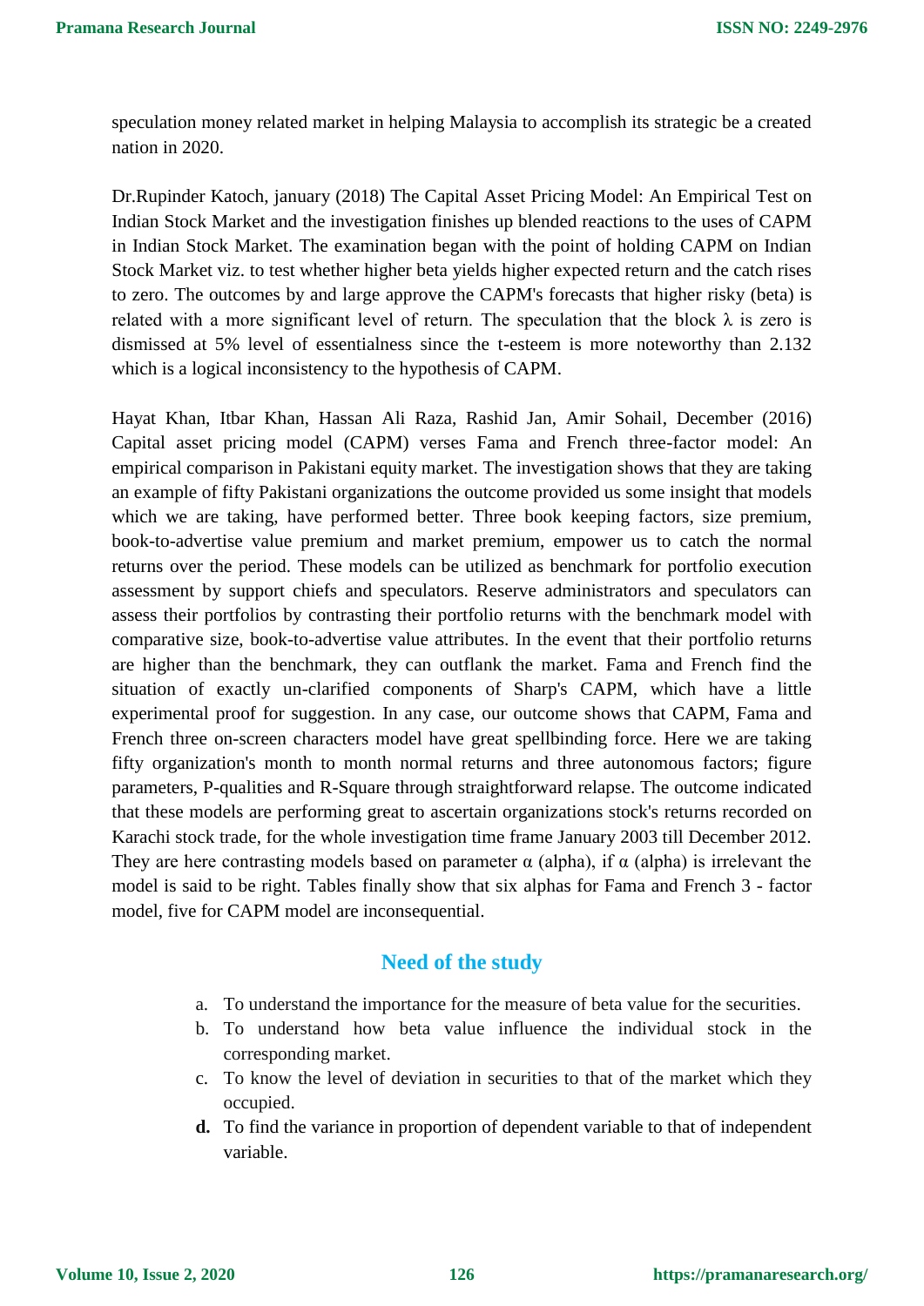speculation money related market in helping Malaysia to accomplish its strategic be a created nation in 2020.

Dr.Rupinder Katoch, january (2018) The Capital Asset Pricing Model: An Empirical Test on Indian Stock Market and the investigation finishes up blended reactions to the uses of CAPM in Indian Stock Market. The examination began with the point of holding CAPM on Indian Stock Market viz. to test whether higher beta yields higher expected return and the catch rises to zero. The outcomes by and large approve the CAPM's forecasts that higher risky (beta) is related with a more significant level of return. The speculation that the block λ is zero is dismissed at 5% level of essentialness since the t-esteem is more noteworthy than 2.132 which is a logical inconsistency to the hypothesis of CAPM.

Hayat Khan, Itbar Khan, Hassan Ali Raza, Rashid Jan, Amir Sohail, December (2016) Capital asset pricing model (CAPM) verses Fama and French three-factor model: An empirical comparison in Pakistani equity market. The investigation shows that they are taking an example of fifty Pakistani organizations the outcome provided us some insight that models which we are taking, have performed better. Three book keeping factors, size premium, book-to-advertise value premium and market premium, empower us to catch the normal returns over the period. These models can be utilized as benchmark for portfolio execution assessment by support chiefs and speculators. Reserve administrators and speculators can assess their portfolios by contrasting their portfolio returns with the benchmark model with comparative size, book-to-advertise value attributes. In the event that their portfolio returns are higher than the benchmark, they can outflank the market. Fama and French find the situation of exactly un-clarified components of Sharp's CAPM, which have a little experimental proof for suggestion. In any case, our outcome shows that CAPM, Fama and French three on-screen characters model have great spellbinding force. Here we are taking fifty organization's month to month normal returns and three autonomous factors; figure parameters, P-qualities and R-Square through straightforward relapse. The outcome indicated that these models are performing great to ascertain organizations stock's returns recorded on Karachi stock trade, for the whole investigation time frame January 2003 till December 2012. They are here contrasting models based on parameter α (alpha), if α (alpha) is irrelevant the model is said to be right. Tables finally show that six alphas for Fama and French 3 - factor model, five for CAPM model are inconsequential.

## Need of the study

a. To understand the importance for the measure of beta value for the securities.
b. To understand how beta value influence the individual stock in the corresponding market.
c. To know the level of deviation in securities to that of the market which they occupied.
**d.** To find the variance in proportion of dependent variable to that of independent variable.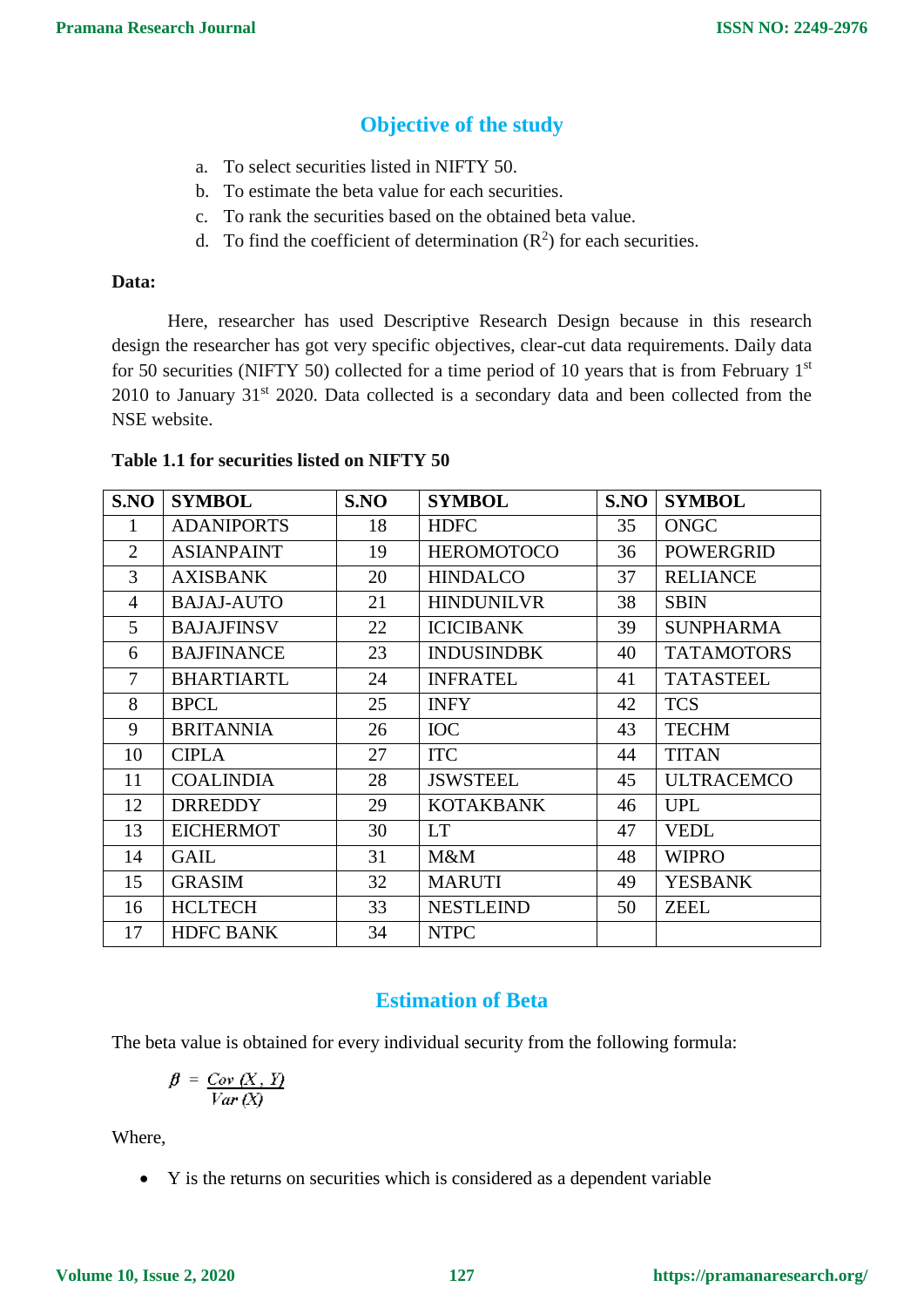## Objective of the study

a. To select securities listed in NIFTY 50.
b. To estimate the beta value for each securities.
c. To rank the securities based on the obtained beta value.
d. To find the coefficient of determination ($R^2$) for each securities.

**Data:**

Here, researcher has used Descriptive Research Design because in this research design the researcher has got very specific objectives, clear-cut data requirements. Daily data for 50 securities (NIFTY 50) collected for a time period of 10 years that is from February 1st 2010 to January 31st 2020. Data collected is a secondary data and been collected from the NSE website.

**Table 1.1 for securities listed on NIFTY 50**

| S.NO | SYMBOL | S.NO | SYMBOL | S.NO | SYMBOL |
|---|---|---|---|---|---|
| 1 | ADANIPORTS | 18 | HDFC | 35 | ONGC |
| 2 | ASIANPAINT | 19 | HEROMOTOCO | 36 | POWERGRID |
| 3 | AXISBANK | 20 | HINDALCO | 37 | RELIANCE |
| 4 | BAJAJ-AUTO | 21 | HINDUNILVR | 38 | SBIN |
| 5 | BAJAJFINSV | 22 | ICICIBANK | 39 | SUNPHARMA |
| 6 | BAJFINANCE | 23 | INDUSINDBK | 40 | TATAMOTORS |
| 7 | BHARTIARTL | 24 | INFRATEL | 41 | TATASTEEL |
| 8 | BPCL | 25 | INFY | 42 | TCS |
| 9 | BRITANNIA | 26 | IOC | 43 | TECHM |
| 10 | CIPLA | 27 | ITC | 44 | TITAN |
| 11 | COALINDIA | 28 | JSWSTEEL | 45 | ULTRACEMCO |
| 12 | DRREDDY | 29 | KOTAKBANK | 46 | UPL |
| 13 | EICHERMOT | 30 | LT | 47 | VEDL |
| 14 | GAIL | 31 | M&M | 48 | WIPRO |
| 15 | GRASIM | 32 | MARUTI | 49 | YESBANK |
| 16 | HCLTECH | 33 | NESTLEIND | 50 | ZEEL |
| 17 | HDFC BANK | 34 | NTPC | | |

## Estimation of Beta

The beta value is obtained for every individual security from the following formula:

$$\beta = \frac{Cov\ (X, Y)}{Var\ (X)}$$

Where,

- Y is the returns on securities which is considered as a dependent variable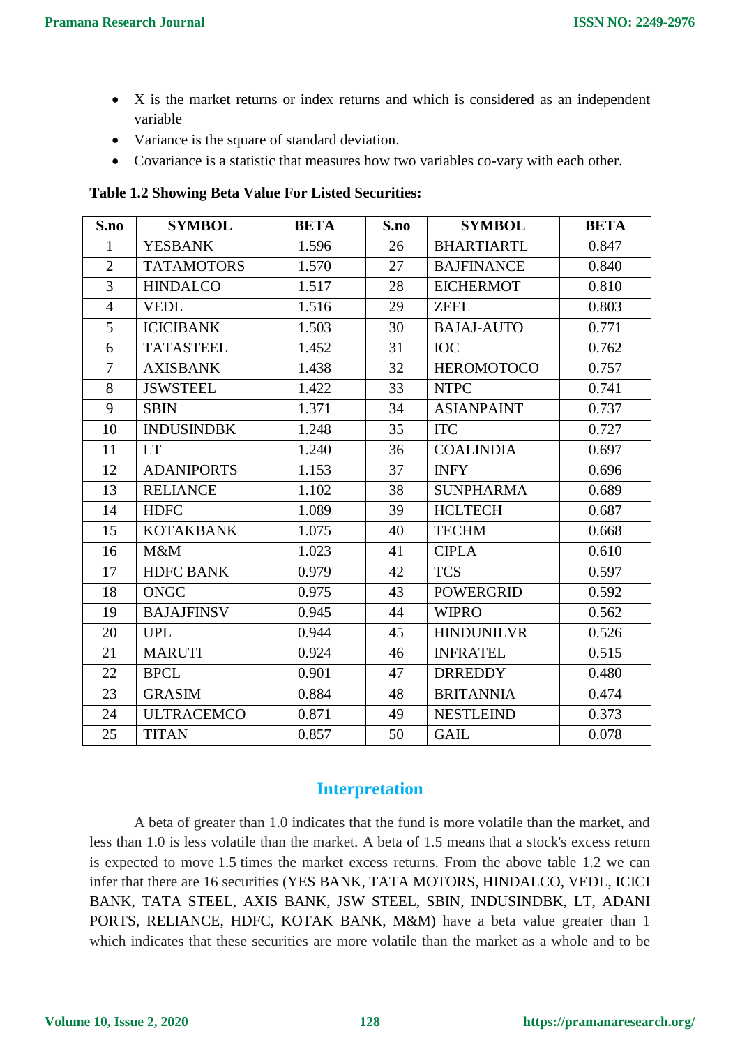- X is the market returns or index returns and which is considered as an independent variable
- Variance is the square of standard deviation.
- Covariance is a statistic that measures how two variables co-vary with each other.

**Table 1.2 Showing Beta Value For Listed Securities:**

| S.no | SYMBOL | BETA | S.no | SYMBOL | BETA |
|---|---|---|---|---|---|
| 1 | YESBANK | 1.596 | 26 | BHARTIARTL | 0.847 |
| 2 | TATAMOTORS | 1.570 | 27 | BAJFINANCE | 0.840 |
| 3 | HINDALCO | 1.517 | 28 | EICHERMOT | 0.810 |
| 4 | VEDL | 1.516 | 29 | ZEEL | 0.803 |
| 5 | ICICIBANK | 1.503 | 30 | BAJAJ-AUTO | 0.771 |
| 6 | TATASTEEL | 1.452 | 31 | IOC | 0.762 |
| 7 | AXISBANK | 1.438 | 32 | HEROMOTOCO | 0.757 |
| 8 | JSWSTEEL | 1.422 | 33 | NTPC | 0.741 |
| 9 | SBIN | 1.371 | 34 | ASIANPAINT | 0.737 |
| 10 | INDUSINDBK | 1.248 | 35 | ITC | 0.727 |
| 11 | LT | 1.240 | 36 | COALINDIA | 0.697 |
| 12 | ADANIPORTS | 1.153 | 37 | INFY | 0.696 |
| 13 | RELIANCE | 1.102 | 38 | SUNPHARMA | 0.689 |
| 14 | HDFC | 1.089 | 39 | HCLTECH | 0.687 |
| 15 | KOTAKBANK | 1.075 | 40 | TECHM | 0.668 |
| 16 | M&M | 1.023 | 41 | CIPLA | 0.610 |
| 17 | HDFC BANK | 0.979 | 42 | TCS | 0.597 |
| 18 | ONGC | 0.975 | 43 | POWERGRID | 0.592 |
| 19 | BAJAJFINSV | 0.945 | 44 | WIPRO | 0.562 |
| 20 | UPL | 0.944 | 45 | HINDUNILVR | 0.526 |
| 21 | MARUTI | 0.924 | 46 | INFRATEL | 0.515 |
| 22 | BPCL | 0.901 | 47 | DRREDDY | 0.480 |
| 23 | GRASIM | 0.884 | 48 | BRITANNIA | 0.474 |
| 24 | ULTRACEMCO | 0.871 | 49 | NESTLEIND | 0.373 |
| 25 | TITAN | 0.857 | 50 | GAIL | 0.078 |

## Interpretation

A beta of greater than 1.0 indicates that the fund is more volatile than the market, and less than 1.0 is less volatile than the market. A beta of 1.5 means that a stock's excess return is expected to move 1.5 times the market excess returns. From the above table 1.2 we can infer that there are 16 securities (YES BANK, TATA MOTORS, HINDALCO, VEDL, ICICI BANK, TATA STEEL, AXIS BANK, JSW STEEL, SBIN, INDUSINDBK, LT, ADANI PORTS, RELIANCE, HDFC, KOTAK BANK, M&M) have a beta value greater than 1 which indicates that these securities are more volatile than the market as a whole and to be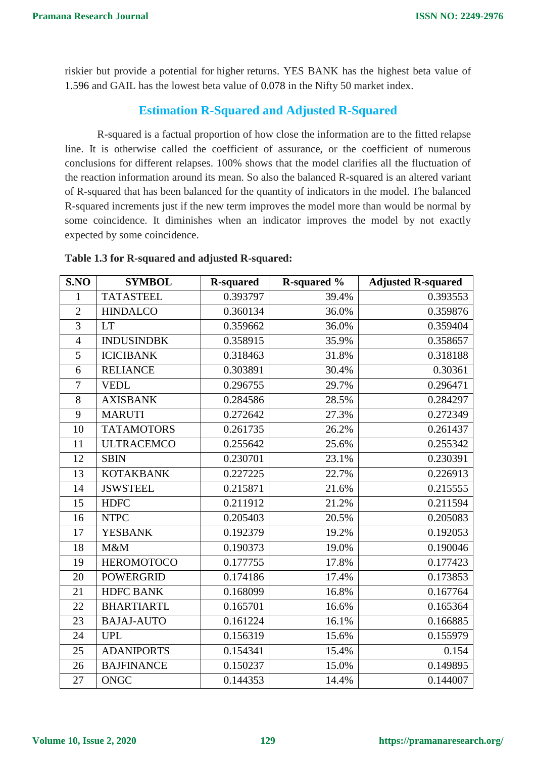riskier but provide a potential for higher returns. YES BANK has the highest beta value of 1.596 and GAIL has the lowest beta value of 0.078 in the Nifty 50 market index.

## Estimation R-Squared and Adjusted R-Squared

R-squared is a factual proportion of how close the information are to the fitted relapse line. It is otherwise called the coefficient of assurance, or the coefficient of numerous conclusions for different relapses. 100% shows that the model clarifies all the fluctuation of the reaction information around its mean. So also the balanced R-squared is an altered variant of R-squared that has been balanced for the quantity of indicators in the model. The balanced R-squared increments just if the new term improves the model more than would be normal by some coincidence. It diminishes when an indicator improves the model by not exactly expected by some coincidence.

**Table 1.3 for R-squared and adjusted R-squared:**

| S.NO | SYMBOL | R-squared | R-squared % | Adjusted R-squared |
|---|---|---|---|---|
| 1 | TATASTEEL | 0.393797 | 39.4% | 0.393553 |
| 2 | HINDALCO | 0.360134 | 36.0% | 0.359876 |
| 3 | LT | 0.359662 | 36.0% | 0.359404 |
| 4 | INDUSINDBK | 0.358915 | 35.9% | 0.358657 |
| 5 | ICICIBANK | 0.318463 | 31.8% | 0.318188 |
| 6 | RELIANCE | 0.303891 | 30.4% | 0.30361 |
| 7 | VEDL | 0.296755 | 29.7% | 0.296471 |
| 8 | AXISBANK | 0.284586 | 28.5% | 0.284297 |
| 9 | MARUTI | 0.272642 | 27.3% | 0.272349 |
| 10 | TATAMOTORS | 0.261735 | 26.2% | 0.261437 |
| 11 | ULTRACEMCO | 0.255642 | 25.6% | 0.255342 |
| 12 | SBIN | 0.230701 | 23.1% | 0.230391 |
| 13 | KOTAKBANK | 0.227225 | 22.7% | 0.226913 |
| 14 | JSWSTEEL | 0.215871 | 21.6% | 0.215555 |
| 15 | HDFC | 0.211912 | 21.2% | 0.211594 |
| 16 | NTPC | 0.205403 | 20.5% | 0.205083 |
| 17 | YESBANK | 0.192379 | 19.2% | 0.192053 |
| 18 | M&M | 0.190373 | 19.0% | 0.190046 |
| 19 | HEROMOTOCO | 0.177755 | 17.8% | 0.177423 |
| 20 | POWERGRID | 0.174186 | 17.4% | 0.173853 |
| 21 | HDFC BANK | 0.168099 | 16.8% | 0.167764 |
| 22 | BHARTIARTL | 0.165701 | 16.6% | 0.165364 |
| 23 | BAJAJ-AUTO | 0.161224 | 16.1% | 0.166885 |
| 24 | UPL | 0.156319 | 15.6% | 0.155979 |
| 25 | ADANIPORTS | 0.154341 | 15.4% | 0.154 |
| 26 | BAJFINANCE | 0.150237 | 15.0% | 0.149895 |
| 27 | ONGC | 0.144353 | 14.4% | 0.144007 |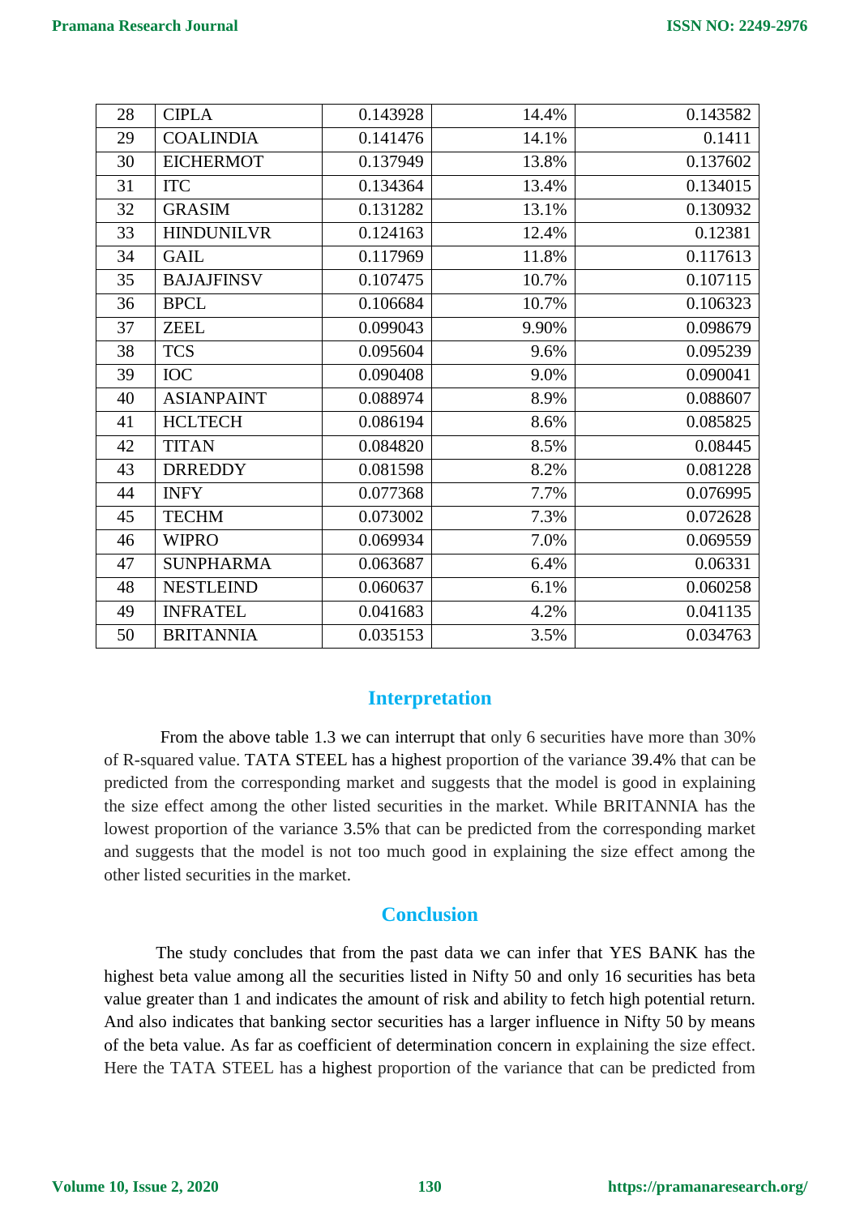| 28 | CIPLA | 0.143928 | 14.4% | 0.143582 |
|---|---|---|---|---|
| 29 | COALINDIA | 0.141476 | 14.1% | 0.1411 |
| 30 | EICHERMOT | 0.137949 | 13.8% | 0.137602 |
| 31 | ITC | 0.134364 | 13.4% | 0.134015 |
| 32 | GRASIM | 0.131282 | 13.1% | 0.130932 |
| 33 | HINDUNILVR | 0.124163 | 12.4% | 0.12381 |
| 34 | GAIL | 0.117969 | 11.8% | 0.117613 |
| 35 | BAJAJFINSV | 0.107475 | 10.7% | 0.107115 |
| 36 | BPCL | 0.106684 | 10.7% | 0.106323 |
| 37 | ZEEL | 0.099043 | 9.90% | 0.098679 |
| 38 | TCS | 0.095604 | 9.6% | 0.095239 |
| 39 | IOC | 0.090408 | 9.0% | 0.090041 |
| 40 | ASIANPAINT | 0.088974 | 8.9% | 0.088607 |
| 41 | HCLTECH | 0.086194 | 8.6% | 0.085825 |
| 42 | TITAN | 0.084820 | 8.5% | 0.08445 |
| 43 | DRREDDY | 0.081598 | 8.2% | 0.081228 |
| 44 | INFY | 0.077368 | 7.7% | 0.076995 |
| 45 | TECHM | 0.073002 | 7.3% | 0.072628 |
| 46 | WIPRO | 0.069934 | 7.0% | 0.069559 |
| 47 | SUNPHARMA | 0.063687 | 6.4% | 0.06331 |
| 48 | NESTLEIND | 0.060637 | 6.1% | 0.060258 |
| 49 | INFRATEL | 0.041683 | 4.2% | 0.041135 |
| 50 | BRITANNIA | 0.035153 | 3.5% | 0.034763 |

## Interpretation

From the above table 1.3 we can interrupt that only 6 securities have more than 30% of R-squared value. TATA STEEL has a highest proportion of the variance 39.4% that can be predicted from the corresponding market and suggests that the model is good in explaining the size effect among the other listed securities in the market. While BRITANNIA has the lowest proportion of the variance 3.5% that can be predicted from the corresponding market and suggests that the model is not too much good in explaining the size effect among the other listed securities in the market.

## Conclusion

The study concludes that from the past data we can infer that YES BANK has the highest beta value among all the securities listed in Nifty 50 and only 16 securities has beta value greater than 1 and indicates the amount of risk and ability to fetch high potential return. And also indicates that banking sector securities has a larger influence in Nifty 50 by means of the beta value. As far as coefficient of determination concern in explaining the size effect. Here the TATA STEEL has a highest proportion of the variance that can be predicted from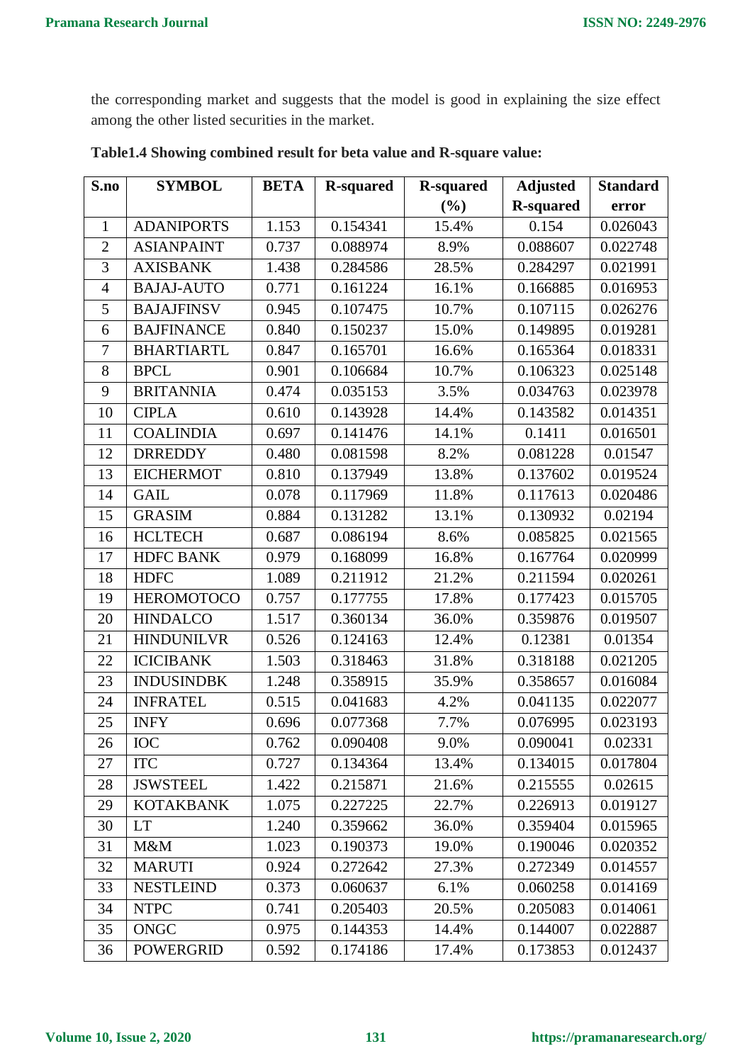the corresponding market and suggests that the model is good in explaining the size effect among the other listed securities in the market.

**Table1.4 Showing combined result for beta value and R-square value:**

| S.no | SYMBOL | BETA | R-squared | R-squared (%) | Adjusted R-squared | Standard error |
|---|---|---|---|---|---|---|
| 1 | ADANIPORTS | 1.153 | 0.154341 | 15.4% | 0.154 | 0.026043 |
| 2 | ASIANPAINT | 0.737 | 0.088974 | 8.9% | 0.088607 | 0.022748 |
| 3 | AXISBANK | 1.438 | 0.284586 | 28.5% | 0.284297 | 0.021991 |
| 4 | BAJAJ-AUTO | 0.771 | 0.161224 | 16.1% | 0.166885 | 0.016953 |
| 5 | BAJAJFINSV | 0.945 | 0.107475 | 10.7% | 0.107115 | 0.026276 |
| 6 | BAJFINANCE | 0.840 | 0.150237 | 15.0% | 0.149895 | 0.019281 |
| 7 | BHARTIARTL | 0.847 | 0.165701 | 16.6% | 0.165364 | 0.018331 |
| 8 | BPCL | 0.901 | 0.106684 | 10.7% | 0.106323 | 0.025148 |
| 9 | BRITANNIA | 0.474 | 0.035153 | 3.5% | 0.034763 | 0.023978 |
| 10 | CIPLA | 0.610 | 0.143928 | 14.4% | 0.143582 | 0.014351 |
| 11 | COALINDIA | 0.697 | 0.141476 | 14.1% | 0.1411 | 0.016501 |
| 12 | DRREDDY | 0.480 | 0.081598 | 8.2% | 0.081228 | 0.01547 |
| 13 | EICHERMOT | 0.810 | 0.137949 | 13.8% | 0.137602 | 0.019524 |
| 14 | GAIL | 0.078 | 0.117969 | 11.8% | 0.117613 | 0.020486 |
| 15 | GRASIM | 0.884 | 0.131282 | 13.1% | 0.130932 | 0.02194 |
| 16 | HCLTECH | 0.687 | 0.086194 | 8.6% | 0.085825 | 0.021565 |
| 17 | HDFC BANK | 0.979 | 0.168099 | 16.8% | 0.167764 | 0.020999 |
| 18 | HDFC | 1.089 | 0.211912 | 21.2% | 0.211594 | 0.020261 |
| 19 | HEROMOTOCO | 0.757 | 0.177755 | 17.8% | 0.177423 | 0.015705 |
| 20 | HINDALCO | 1.517 | 0.360134 | 36.0% | 0.359876 | 0.019507 |
| 21 | HINDUNILVR | 0.526 | 0.124163 | 12.4% | 0.12381 | 0.01354 |
| 22 | ICICIBANK | 1.503 | 0.318463 | 31.8% | 0.318188 | 0.021205 |
| 23 | INDUSINDBK | 1.248 | 0.358915 | 35.9% | 0.358657 | 0.016084 |
| 24 | INFRATEL | 0.515 | 0.041683 | 4.2% | 0.041135 | 0.022077 |
| 25 | INFY | 0.696 | 0.077368 | 7.7% | 0.076995 | 0.023193 |
| 26 | IOC | 0.762 | 0.090408 | 9.0% | 0.090041 | 0.02331 |
| 27 | ITC | 0.727 | 0.134364 | 13.4% | 0.134015 | 0.017804 |
| 28 | JSWSTEEL | 1.422 | 0.215871 | 21.6% | 0.215555 | 0.02615 |
| 29 | KOTAKBANK | 1.075 | 0.227225 | 22.7% | 0.226913 | 0.019127 |
| 30 | LT | 1.240 | 0.359662 | 36.0% | 0.359404 | 0.015965 |
| 31 | M&M | 1.023 | 0.190373 | 19.0% | 0.190046 | 0.020352 |
| 32 | MARUTI | 0.924 | 0.272642 | 27.3% | 0.272349 | 0.014557 |
| 33 | NESTLEIND | 0.373 | 0.060637 | 6.1% | 0.060258 | 0.014169 |
| 34 | NTPC | 0.741 | 0.205403 | 20.5% | 0.205083 | 0.014061 |
| 35 | ONGC | 0.975 | 0.144353 | 14.4% | 0.144007 | 0.022887 |
| 36 | POWERGRID | 0.592 | 0.174186 | 17.4% | 0.173853 | 0.012437 |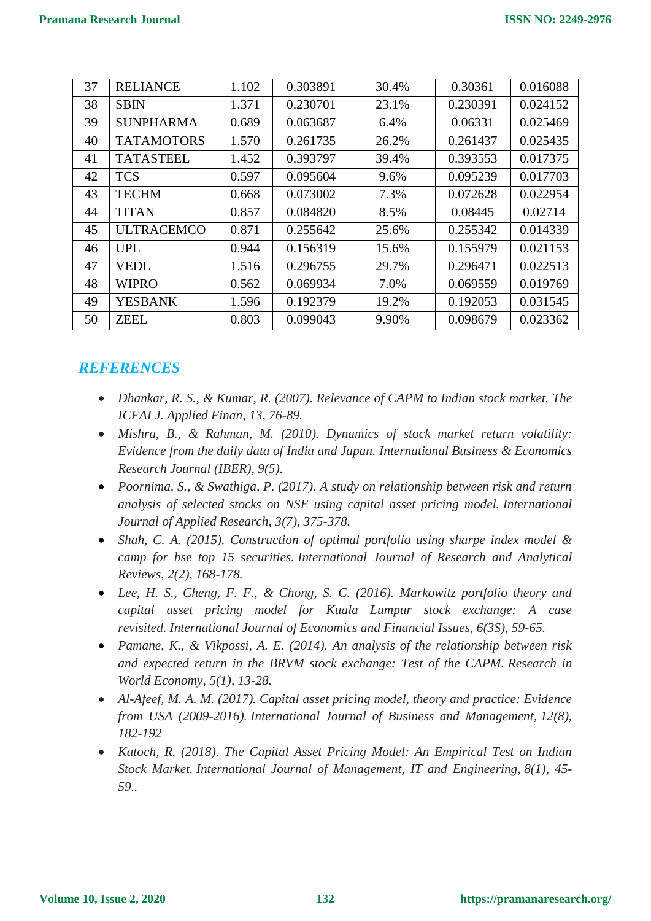| 37 | RELIANCE | 1.102 | 0.303891 | 30.4% | 0.30361 | 0.016088 |
|---|---|---|---|---|---|---|
| 38 | SBIN | 1.371 | 0.230701 | 23.1% | 0.230391 | 0.024152 |
| 39 | SUNPHARMA | 0.689 | 0.063687 | 6.4% | 0.06331 | 0.025469 |
| 40 | TATAMOTORS | 1.570 | 0.261735 | 26.2% | 0.261437 | 0.025435 |
| 41 | TATASTEEL | 1.452 | 0.393797 | 39.4% | 0.393553 | 0.017375 |
| 42 | TCS | 0.597 | 0.095604 | 9.6% | 0.095239 | 0.017703 |
| 43 | TECHM | 0.668 | 0.073002 | 7.3% | 0.072628 | 0.022954 |
| 44 | TITAN | 0.857 | 0.084820 | 8.5% | 0.08445 | 0.02714 |
| 45 | ULTRACEMCO | 0.871 | 0.255642 | 25.6% | 0.255342 | 0.014339 |
| 46 | UPL | 0.944 | 0.156319 | 15.6% | 0.155979 | 0.021153 |
| 47 | VEDL | 1.516 | 0.296755 | 29.7% | 0.296471 | 0.022513 |
| 48 | WIPRO | 0.562 | 0.069934 | 7.0% | 0.069559 | 0.019769 |
| 49 | YESBANK | 1.596 | 0.192379 | 19.2% | 0.192053 | 0.031545 |
| 50 | ZEEL | 0.803 | 0.099043 | 9.90% | 0.098679 | 0.023362 |

## REFERENCES

- *Dhankar, R. S., & Kumar, R. (2007). Relevance of CAPM to Indian stock market. The ICFAI J. Applied Finan, 13, 76-89.*
- *Mishra, B., & Rahman, M. (2010). Dynamics of stock market return volatility: Evidence from the daily data of India and Japan. International Business & Economics Research Journal (IBER), 9(5).*
- *Poornima, S., & Swathiga, P. (2017). A study on relationship between risk and return analysis of selected stocks on NSE using capital asset pricing model. International Journal of Applied Research, 3(7), 375-378.*
- *Shah, C. A. (2015). Construction of optimal portfolio using sharpe index model & camp for bse top 15 securities. International Journal of Research and Analytical Reviews, 2(2), 168-178.*
- *Lee, H. S., Cheng, F. F., & Chong, S. C. (2016). Markowitz portfolio theory and capital asset pricing model for Kuala Lumpur stock exchange: A case revisited. International Journal of Economics and Financial Issues, 6(3S), 59-65.*
- *Pamane, K., & Vikpossi, A. E. (2014). An analysis of the relationship between risk and expected return in the BRVM stock exchange: Test of the CAPM. Research in World Economy, 5(1), 13-28.*
- *Al-Afeef, M. A. M. (2017). Capital asset pricing model, theory and practice: Evidence from USA (2009-2016). International Journal of Business and Management, 12(8), 182-192*
- *Katoch, R. (2018). The Capital Asset Pricing Model: An Empirical Test on Indian Stock Market. International Journal of Management, IT and Engineering, 8(1), 45-59..*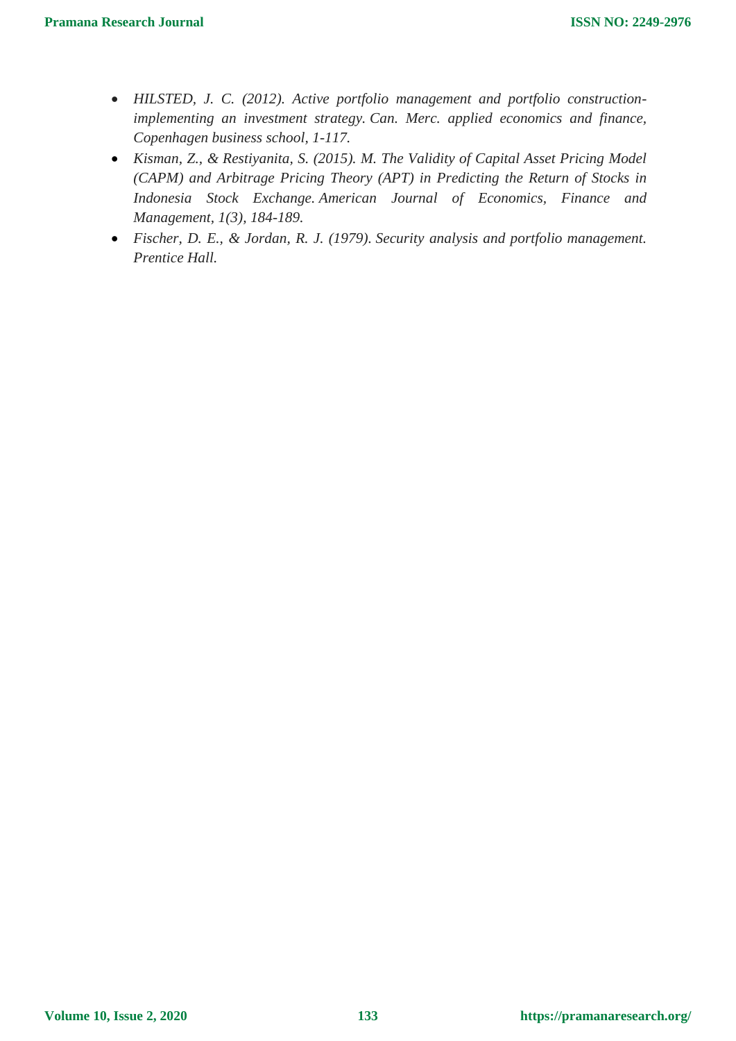- *HILSTED, J. C. (2012). Active portfolio management and portfolio construction-implementing an investment strategy. Can. Merc. applied economics and finance, Copenhagen business school, 1-117.*
- *Kisman, Z., & Restiyanita, S. (2015). M. The Validity of Capital Asset Pricing Model (CAPM) and Arbitrage Pricing Theory (APT) in Predicting the Return of Stocks in Indonesia Stock Exchange. American Journal of Economics, Finance and Management, 1(3), 184-189.*
- *Fischer, D. E., & Jordan, R. J. (1979). Security analysis and portfolio management. Prentice Hall.*